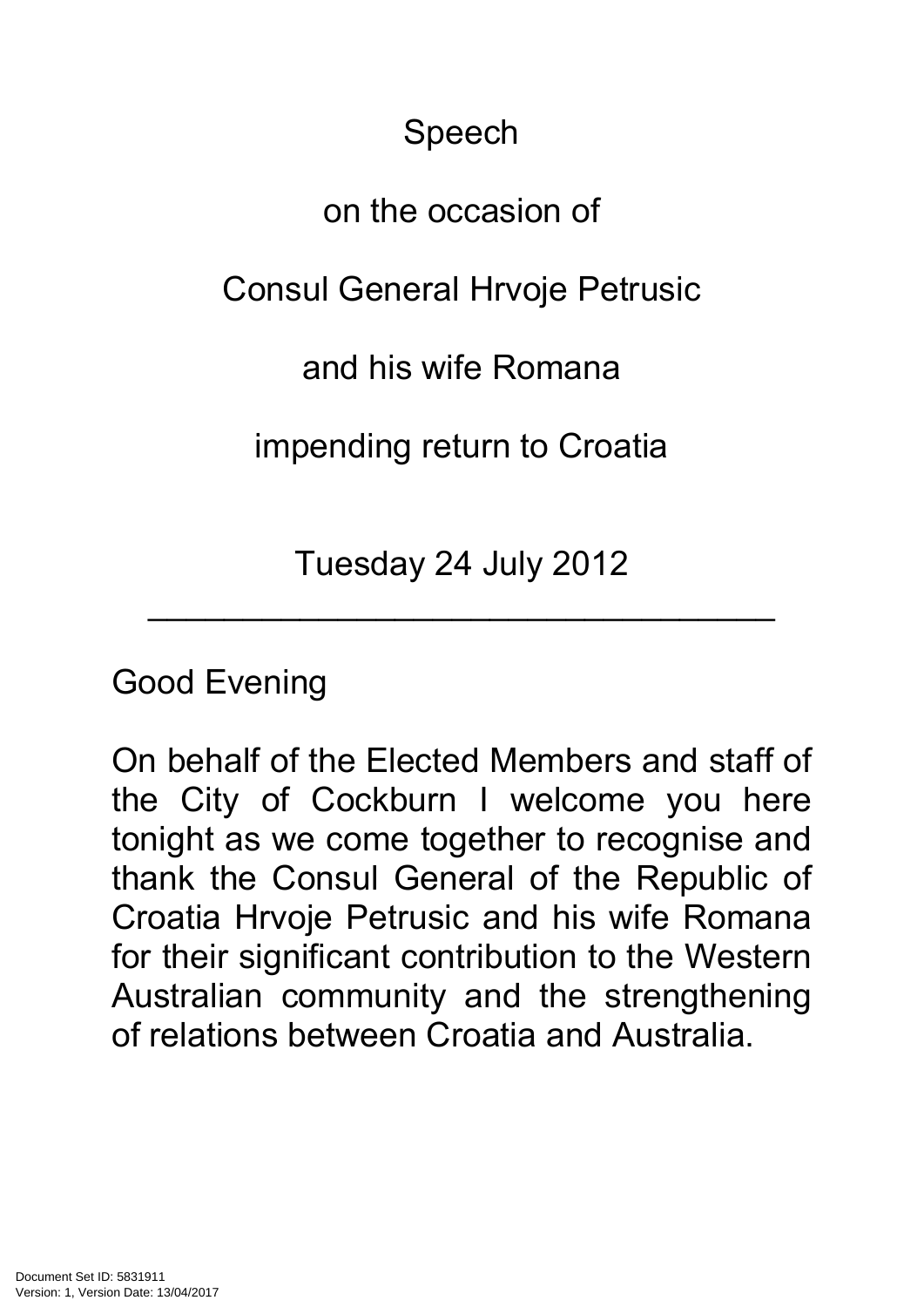Speech

on the occasion of

Consul General Hrvoje Petrusic

and his wife Romana

impending return to Croatia

Tuesday 24 July 2012

---

Good Evening

On behalf of the Elected Members and staff of the City of Cockburn I welcome you here tonight as we come together to recognise and thank the Consul General of the Republic of Croatia Hrvoje Petrusic and his wife Romana for their significant contribution to the Western Australian community and the strengthening of relations between Croatia and Australia.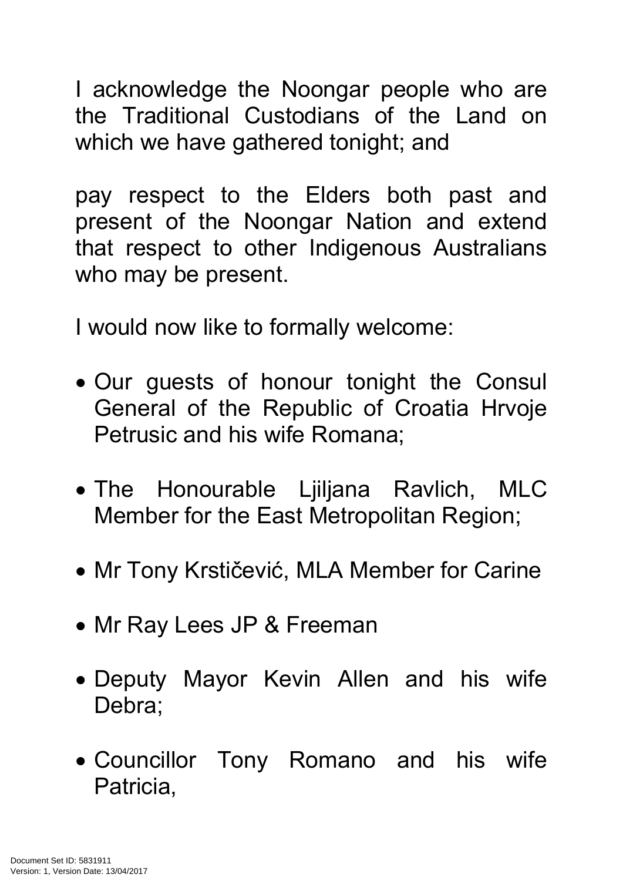I acknowledge the Noongar people who are the Traditional Custodians of the Land on which we have gathered tonight; and

pay respect to the Elders both past and present of the Noongar Nation and extend that respect to other Indigenous Australians who may be present.

I would now like to formally welcome:

- Our guests of honour tonight the Consul General of the Republic of Croatia Hrvoje Petrusic and his wife Romana;
- The Honourable Ljiljana Ravlich, MLC Member for the East Metropolitan Region;
- Mr Tony Krstičević, MLA Member for Carine
- Mr Ray Lees JP & Freeman
- Deputy Mayor Kevin Allen and his wife Debra;
- Councillor Tony Romano and his wife Patricia,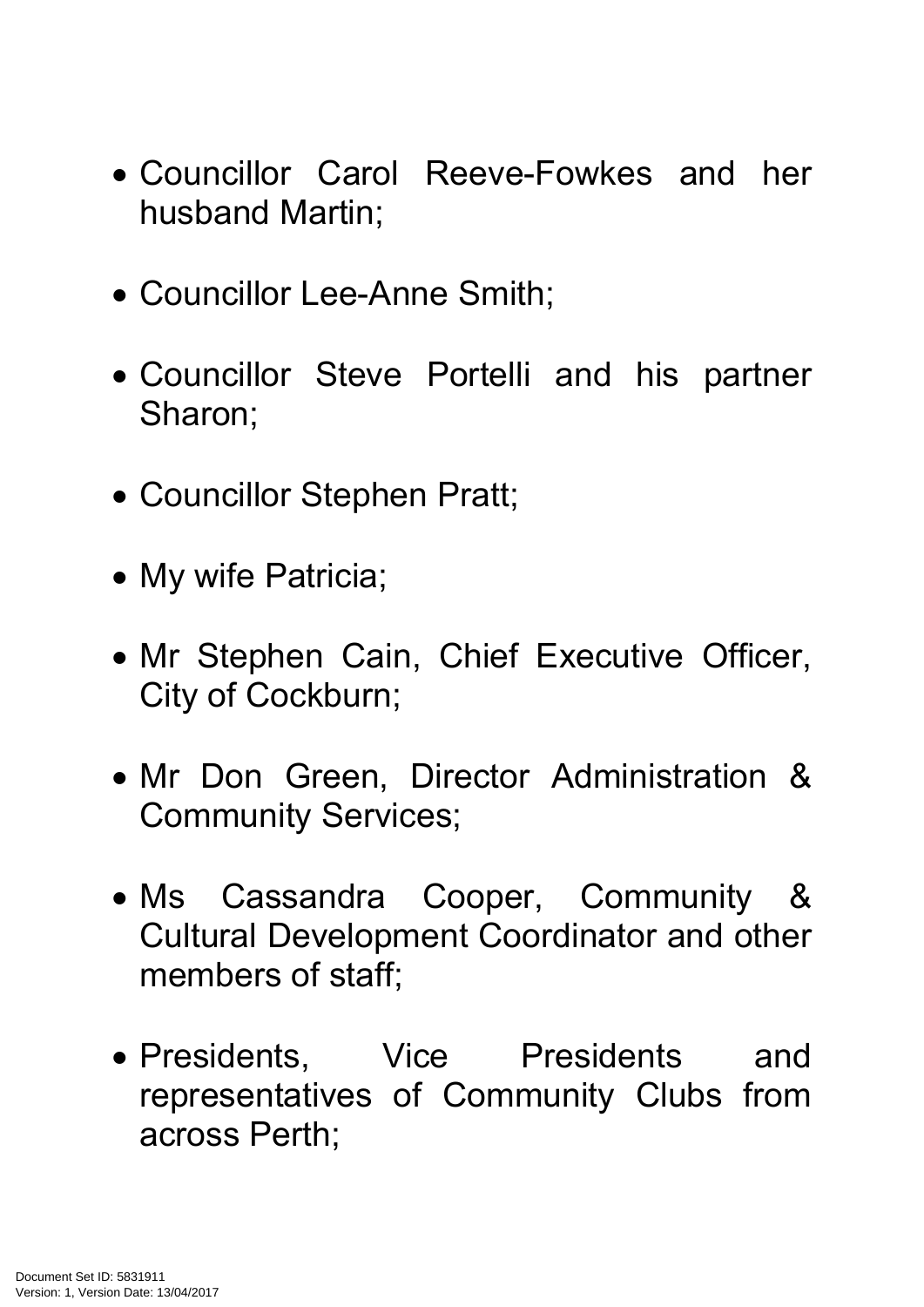- Councillor Carol Reeve-Fowkes and her husband Martin;

- Councillor Lee-Anne Smith;

- Councillor Steve Portelli and his partner Sharon;

- Councillor Stephen Pratt;

- My wife Patricia;

- Mr Stephen Cain, Chief Executive Officer, City of Cockburn;

- Mr Don Green, Director Administration & Community Services;

- Ms Cassandra Cooper, Community & Cultural Development Coordinator and other members of staff;

- Presidents, Vice Presidents and representatives of Community Clubs from across Perth;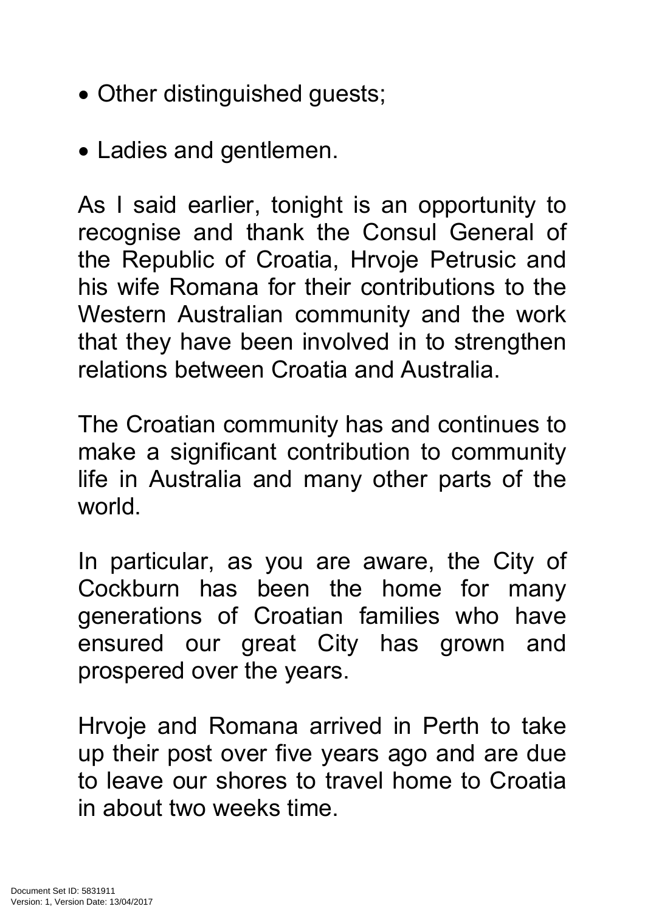- Other distinguished guests;
- Ladies and gentlemen.

As I said earlier, tonight is an opportunity to recognise and thank the Consul General of the Republic of Croatia, Hrvoje Petrusic and his wife Romana for their contributions to the Western Australian community and the work that they have been involved in to strengthen relations between Croatia and Australia.

The Croatian community has and continues to make a significant contribution to community life in Australia and many other parts of the world.

In particular, as you are aware, the City of Cockburn has been the home for many generations of Croatian families who have ensured our great City has grown and prospered over the years.

Hrvoje and Romana arrived in Perth to take up their post over five years ago and are due to leave our shores to travel home to Croatia in about two weeks time.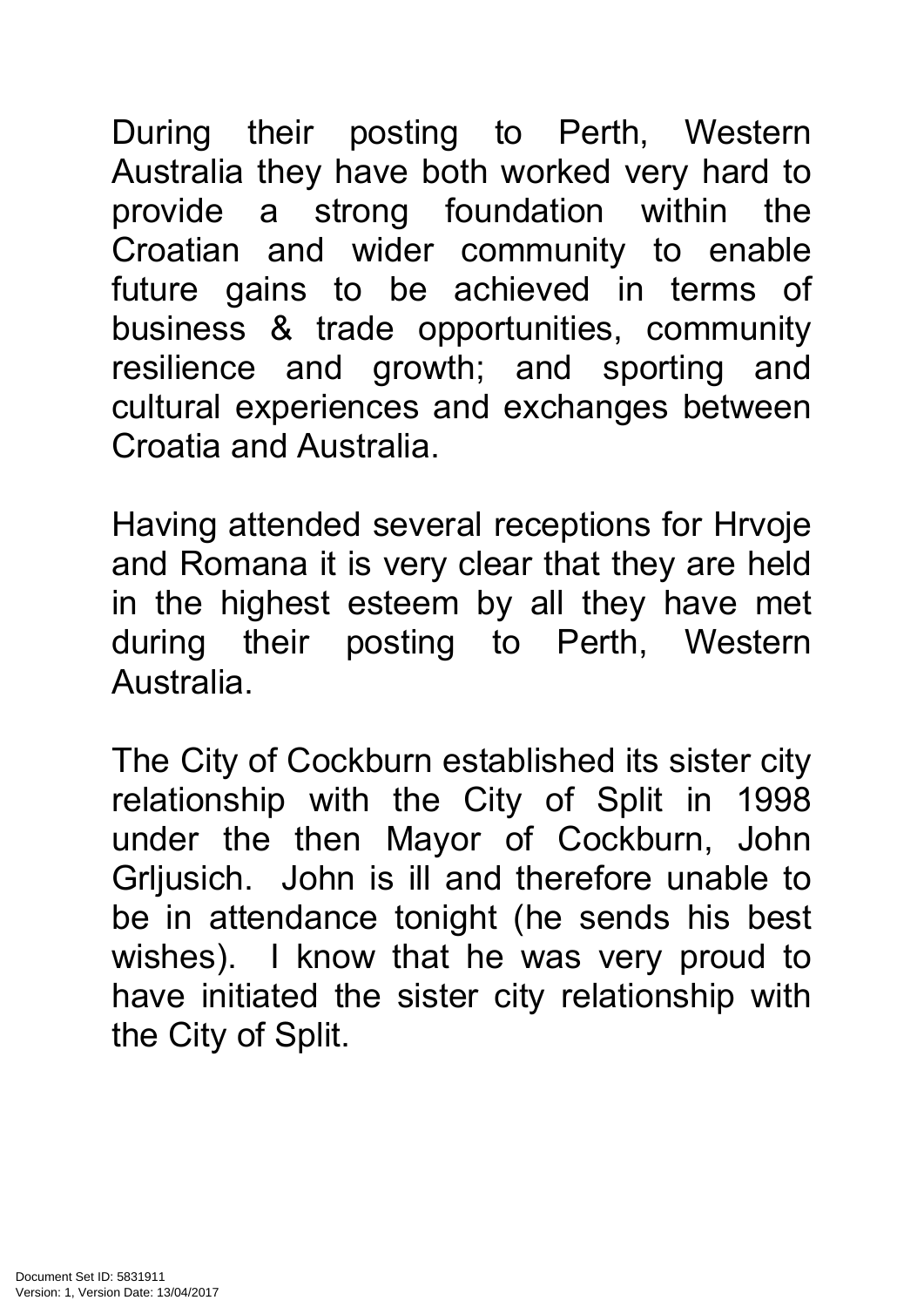During their posting to Perth, Western Australia they have both worked very hard to provide a strong foundation within the Croatian and wider community to enable future gains to be achieved in terms of business & trade opportunities, community resilience and growth; and sporting and cultural experiences and exchanges between Croatia and Australia.

Having attended several receptions for Hrvoje and Romana it is very clear that they are held in the highest esteem by all they have met during their posting to Perth, Western Australia.

The City of Cockburn established its sister city relationship with the City of Split in 1998 under the then Mayor of Cockburn, John Grljusich. John is ill and therefore unable to be in attendance tonight (he sends his best wishes). I know that he was very proud to have initiated the sister city relationship with the City of Split.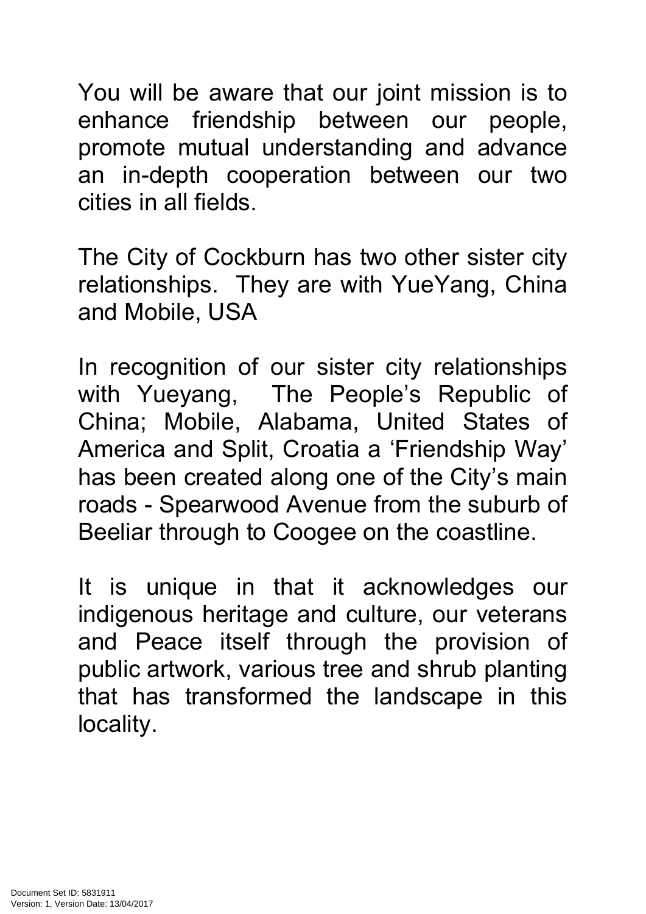You will be aware that our joint mission is to enhance friendship between our people, promote mutual understanding and advance an in-depth cooperation between our two cities in all fields.

The City of Cockburn has two other sister city relationships. They are with YueYang, China and Mobile, USA

In recognition of our sister city relationships with Yueyang, The People's Republic of China; Mobile, Alabama, United States of America and Split, Croatia a 'Friendship Way' has been created along one of the City's main roads - Spearwood Avenue from the suburb of Beeliar through to Coogee on the coastline.

It is unique in that it acknowledges our indigenous heritage and culture, our veterans and Peace itself through the provision of public artwork, various tree and shrub planting that has transformed the landscape in this locality.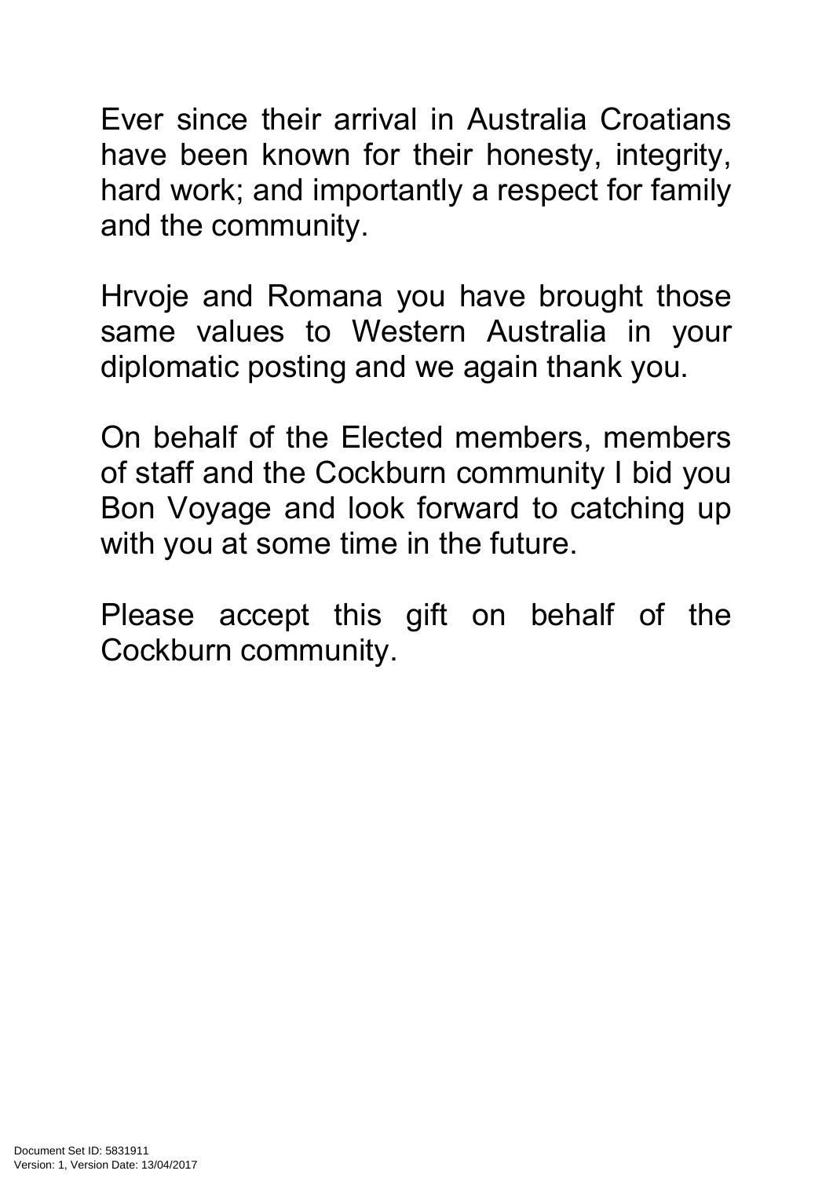Ever since their arrival in Australia Croatians have been known for their honesty, integrity, hard work; and importantly a respect for family and the community.

Hrvoje and Romana you have brought those same values to Western Australia in your diplomatic posting and we again thank you.

On behalf of the Elected members, members of staff and the Cockburn community I bid you Bon Voyage and look forward to catching up with you at some time in the future.

Please accept this gift on behalf of the Cockburn community.